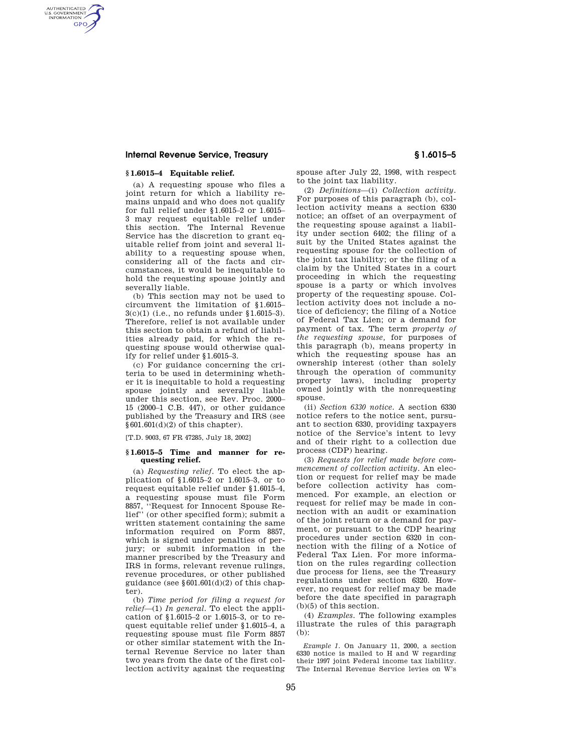### § 1.6015–4 Equitable relief.

(a) A requesting spouse who files a joint return for which a liability remains unpaid and who does not qualify for full relief under §1.6015–2 or 1.6015–3 may request equitable relief under this section. The Internal Revenue Service has the discretion to grant equitable relief from joint and several liability to a requesting spouse when, considering all of the facts and circumstances, it would be inequitable to hold the requesting spouse jointly and severally liable.

(b) This section may not be used to circumvent the limitation of §1.6015–3(c)(1) (i.e., no refunds under §1.6015–3). Therefore, relief is not available under this section to obtain a refund of liabilities already paid, for which the requesting spouse would otherwise qualify for relief under §1.6015–3.

(c) For guidance concerning the criteria to be used in determining whether it is inequitable to hold a requesting spouse jointly and severally liable under this section, see Rev. Proc. 2000–15 (2000–1 C.B. 447), or other guidance published by the Treasury and IRS (see §601.601(d)(2) of this chapter).

[T.D. 9003, 67 FR 47285, July 18, 2002]

### § 1.6015–5 Time and manner for requesting relief.

(a) *Requesting relief.* To elect the application of §1.6015–2 or 1.6015–3, or to request equitable relief under §1.6015–4, a requesting spouse must file Form 8857, ''Request for Innocent Spouse Relief'' (or other specified form); submit a written statement containing the same information required on Form 8857, which is signed under penalties of perjury; or submit information in the manner prescribed by the Treasury and IRS in forms, relevant revenue rulings, revenue procedures, or other published guidance (see §601.601(d)(2) of this chapter).

(b) *Time period for filing a request for relief*—(1) *In general.* To elect the application of §1.6015–2 or 1.6015–3, or to request equitable relief under §1.6015–4, a requesting spouse must file Form 8857 or other similar statement with the Internal Revenue Service no later than two years from the date of the first collection activity against the requesting spouse after July 22, 1998, with respect to the joint tax liability.

(2) *Definitions*—(i) *Collection activity.* For purposes of this paragraph (b), collection activity means a section 6330 notice; an offset of an overpayment of the requesting spouse against a liability under section 6402; the filing of a suit by the United States against the requesting spouse for the collection of the joint tax liability; or the filing of a claim by the United States in a court proceeding in which the requesting spouse is a party or which involves property of the requesting spouse. Collection activity does not include a notice of deficiency; the filing of a Notice of Federal Tax Lien; or a demand for payment of tax. The term *property of the requesting spouse,* for purposes of this paragraph (b), means property in which the requesting spouse has an ownership interest (other than solely through the operation of community property laws), including property owned jointly with the nonrequesting spouse.

(ii) *Section 6330 notice.* A section 6330 notice refers to the notice sent, pursuant to section 6330, providing taxpayers notice of the Service's intent to levy and of their right to a collection due process (CDP) hearing.

(3) *Requests for relief made before commencement of collection activity.* An election or request for relief may be made before collection activity has commenced. For example, an election or request for relief may be made in connection with an audit or examination of the joint return or a demand for payment, or pursuant to the CDP hearing procedures under section 6320 in connection with the filing of a Notice of Federal Tax Lien. For more information on the rules regarding collection due process for liens, see the Treasury regulations under section 6320. However, no request for relief may be made before the date specified in paragraph (b)(5) of this section.

(4) *Examples.* The following examples illustrate the rules of this paragraph (b):

*Example 1.* On January 11, 2000, a section 6330 notice is mailed to H and W regarding their 1997 joint Federal income tax liability. The Internal Revenue Service levies on W's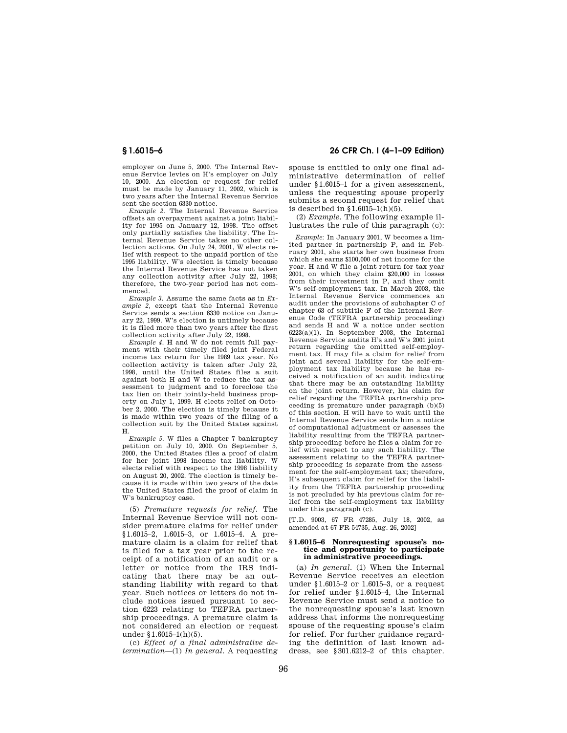employer on June 5, 2000. The Internal Revenue Service levies on H's employer on July 10, 2000. An election or request for relief must be made by January 11, 2002, which is two years after the Internal Revenue Service sent the section 6330 notice.

*Example 2.* The Internal Revenue Service offsets an overpayment against a joint liability for 1995 on January 12, 1998. The offset only partially satisfies the liability. The Internal Revenue Service takes no other collection actions. On July 24, 2001, W elects relief with respect to the unpaid portion of the 1995 liability. W's election is timely because the Internal Revenue Service has not taken any collection activity after July 22, 1998; therefore, the two-year period has not commenced.

*Example 3.* Assume the same facts as in *Example 2*, except that the Internal Revenue Service sends a section 6330 notice on January 22, 1999. W's election is untimely because it is filed more than two years after the first collection activity after July 22, 1998.

*Example 4.* H and W do not remit full payment with their timely filed joint Federal income tax return for the 1989 tax year. No collection activity is taken after July 22, 1998, until the United States files a suit against both H and W to reduce the tax assessment to judgment and to foreclose the tax lien on their jointly-held business property on July 1, 1999. H elects relief on October 2, 2000. The election is timely because it is made within two years of the filing of a collection suit by the United States against H.

*Example 5.* W files a Chapter 7 bankruptcy petition on July 10, 2000. On September 5, 2000, the United States files a proof of claim for her joint 1998 income tax liability. W elects relief with respect to the 1998 liability on August 20, 2002. The election is timely because it is made within two years of the date the United States filed the proof of claim in W's bankruptcy case.

(5) *Premature requests for relief.* The Internal Revenue Service will not consider premature claims for relief under §1.6015–2, 1.6015–3, or 1.6015–4. A premature claim is a claim for relief that is filed for a tax year prior to the receipt of a notification of an audit or a letter or notice from the IRS indicating that there may be an outstanding liability with regard to that year. Such notices or letters do not include notices issued pursuant to section 6223 relating to TEFRA partnership proceedings. A premature claim is not considered an election or request under §1.6015–1(h)(5).

(c) *Effect of a final administrative determination*—(1) *In general.* A requesting spouse is entitled to only one final administrative determination of relief under §1.6015–1 for a given assessment, unless the requesting spouse properly submits a second request for relief that is described in §1.6015–1(h)(5).

(2) *Example.* The following example illustrates the rule of this paragraph (c):

*Example:* In January 2001, W becomes a limited partner in partnership P, and in February 2001, she starts her own business from which she earns $100,000 of net income for the year. H and W file a joint return for tax year 2001, on which they claim $20,000 in losses from their investment in P, and they omit W's self-employment tax. In March 2003, the Internal Revenue Service commences an audit under the provisions of subchapter C of chapter 63 of subtitle F of the Internal Revenue Code (TEFRA partnership proceeding) and sends H and W a notice under section 6223(a)(1). In September 2003, the Internal Revenue Service audits H's and W's 2001 joint return regarding the omitted self-employment tax. H may file a claim for relief from joint and several liability for the self-employment tax liability because he has received a notification of an audit indicating that there may be an outstanding liability on the joint return. However, his claim for relief regarding the TEFRA partnership proceeding is premature under paragraph (b)(5) of this section. H will have to wait until the Internal Revenue Service sends him a notice of computational adjustment or assesses the liability resulting from the TEFRA partnership proceeding before he files a claim for relief with respect to any such liability. The assessment relating to the TEFRA partnership proceeding is separate from the assessment for the self-employment tax; therefore, H's subsequent claim for relief for the liability from the TEFRA partnership proceeding is not precluded by his previous claim for relief from the self-employment tax liability under this paragraph (c).

[T.D. 9003, 67 FR 47285, July 18, 2002, as amended at 67 FR 54735, Aug. 26, 2002]

### §1.6015–6 Nonrequesting spouse's notice and opportunity to participate in administrative proceedings.

(a) *In general.* (1) When the Internal Revenue Service receives an election under §1.6015–2 or 1.6015–3, or a request for relief under §1.6015–4, the Internal Revenue Service must send a notice to the nonrequesting spouse's last known address that informs the nonrequesting spouse of the requesting spouse's claim for relief. For further guidance regarding the definition of last known address, see §301.6212–2 of this chapter.